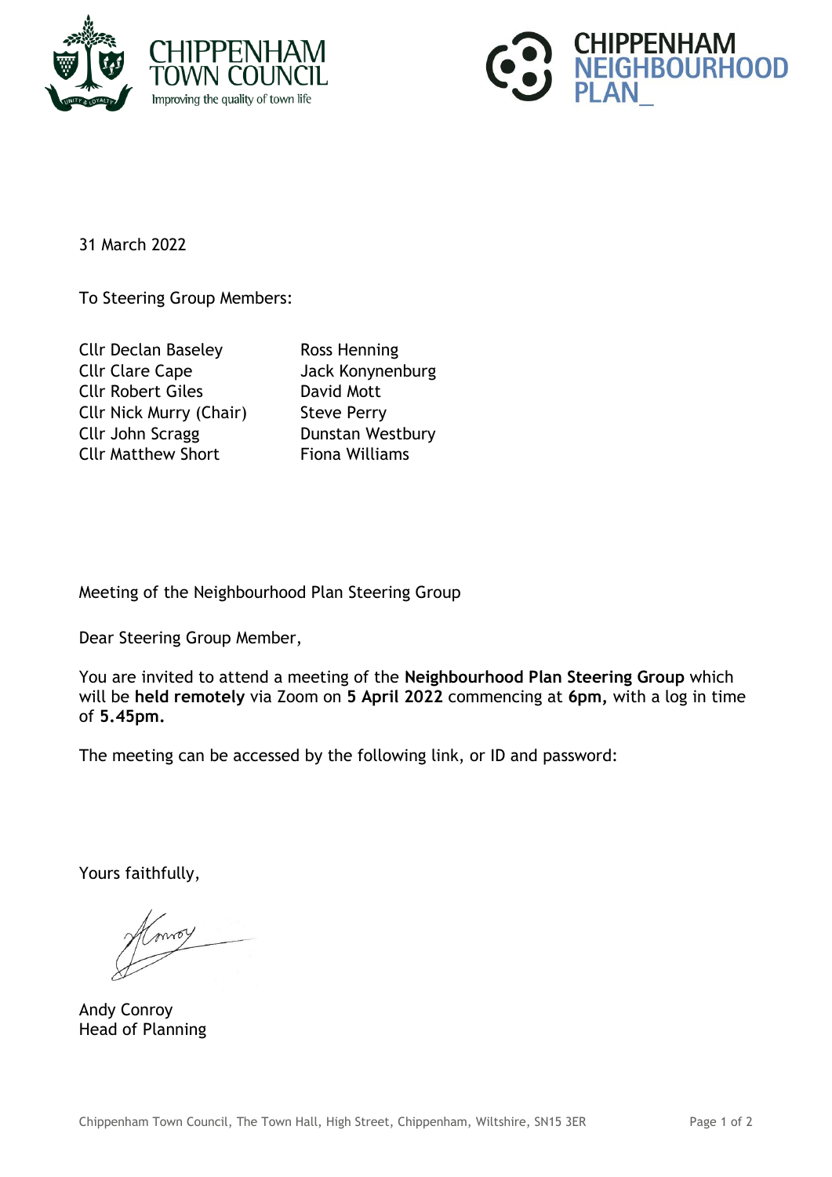CHIPPENHAM TOWN COUNCIL
Improving the quality of town life

CHIPPENHAM NEIGHBOURHOOD PLAN_

31 March 2022

To Steering Group Members:

| | |
|---|---|
| Cllr Declan Baseley | Ross Henning |
| Cllr Clare Cape | Jack Konynenburg |
| Cllr Robert Giles | David Mott |
| Cllr Nick Murry (Chair) | Steve Perry |
| Cllr John Scragg | Dunstan Westbury |
| Cllr Matthew Short | Fiona Williams |

Meeting of the Neighbourhood Plan Steering Group

Dear Steering Group Member,

You are invited to attend a meeting of the **Neighbourhood Plan Steering Group** which will be **held remotely** via Zoom on **5 April 2022** commencing at **6pm**, with a log in time of **5.45pm.**

The meeting can be accessed by the following link, or ID and password:

Yours faithfully,

Andy Conroy
Head of Planning

Chippenham Town Council, The Town Hall, High Street, Chippenham, Wiltshire, SN15 3ER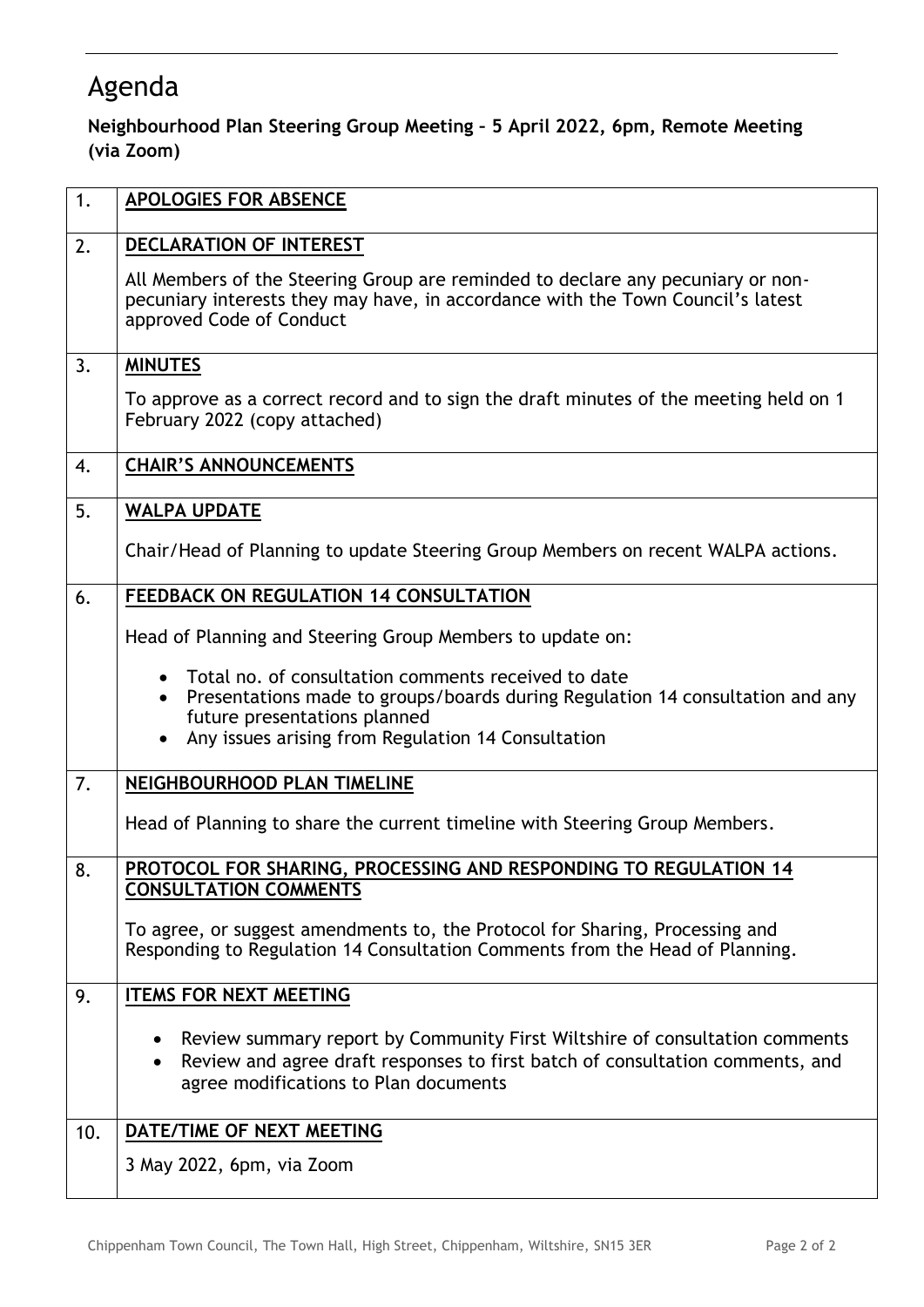# Agenda

**Neighbourhood Plan Steering Group Meeting – 5 April 2022, 6pm, Remote Meeting (via Zoom)**

| | |
|---|---|
| 1. | **APOLOGIES FOR ABSENCE** |
| 2. | **DECLARATION OF INTEREST**<br><br>All Members of the Steering Group are reminded to declare any pecuniary or non-pecuniary interests they may have, in accordance with the Town Council's latest approved Code of Conduct |
| 3. | **MINUTES**<br><br>To approve as a correct record and to sign the draft minutes of the meeting held on 1 February 2022 (copy attached) |
| 4. | **CHAIR'S ANNOUNCEMENTS** |
| 5. | **WALPA UPDATE**<br><br>Chair/Head of Planning to update Steering Group Members on recent WALPA actions. |
| 6. | **FEEDBACK ON REGULATION 14 CONSULTATION**<br><br>Head of Planning and Steering Group Members to update on:<br><br>• Total no. of consultation comments received to date<br>• Presentations made to groups/boards during Regulation 14 consultation and any future presentations planned<br>• Any issues arising from Regulation 14 Consultation |
| 7. | **NEIGHBOURHOOD PLAN TIMELINE**<br><br>Head of Planning to share the current timeline with Steering Group Members. |
| 8. | **PROTOCOL FOR SHARING, PROCESSING AND RESPONDING TO REGULATION 14 CONSULTATION COMMENTS**<br><br>To agree, or suggest amendments to, the Protocol for Sharing, Processing and Responding to Regulation 14 Consultation Comments from the Head of Planning. |
| 9. | **ITEMS FOR NEXT MEETING**<br><br>• Review summary report by Community First Wiltshire of consultation comments<br>• Review and agree draft responses to first batch of consultation comments, and agree modifications to Plan documents |
| 10. | **DATE/TIME OF NEXT MEETING**<br><br>3 May 2022, 6pm, via Zoom |

Chippenham Town Council, The Town Hall, High Street, Chippenham, Wiltshire, SN15 3ER